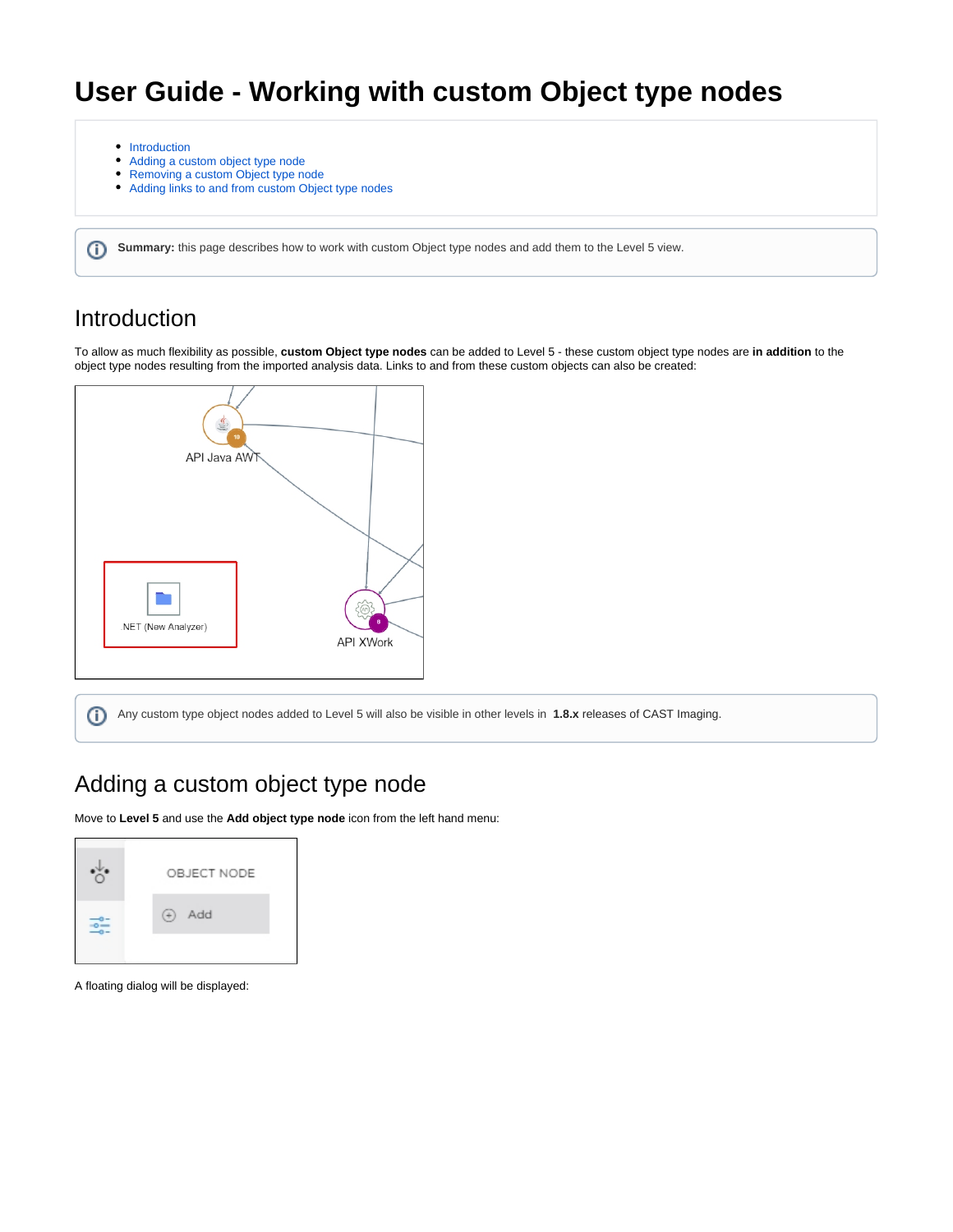# User Guide - Working with custom Object type nodes

- Introduction
- Adding a custom object type node
- Removing a custom Object type node
- Adding links to and from custom Object type nodes

**Summary:** this page describes how to work with custom Object type nodes and add them to the Level 5 view.

## Introduction

To allow as much flexibility as possible, **custom Object type nodes** can be added to Level 5 - these custom object type nodes are **in addition** to the object type nodes resulting from the imported analysis data. Links to and from these custom objects can also be created:

Any custom type object nodes added to Level 5 will also be visible in other levels in **1.8.x** releases of CAST Imaging.

## Adding a custom object type node

Move to **Level 5** and use the **Add object type node** icon from the left hand menu:

A floating dialog will be displayed: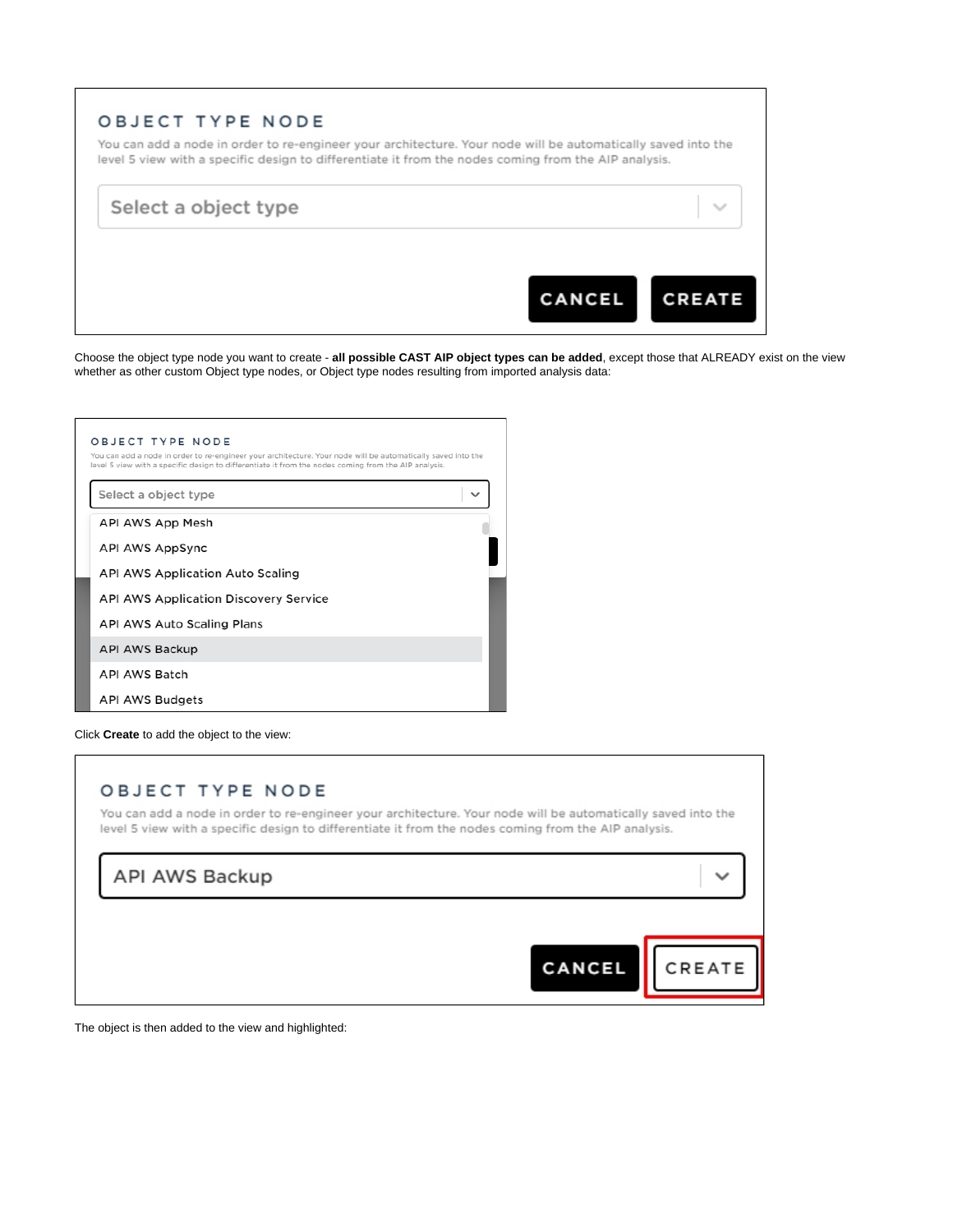Choose the object type node you want to create - **all possible CAST AIP object types can be added**, except those that ALREADY exist on the view whether as other custom Object type nodes, or Object type nodes resulting from imported analysis data:

Click **Create** to add the object to the view:

The object is then added to the view and highlighted: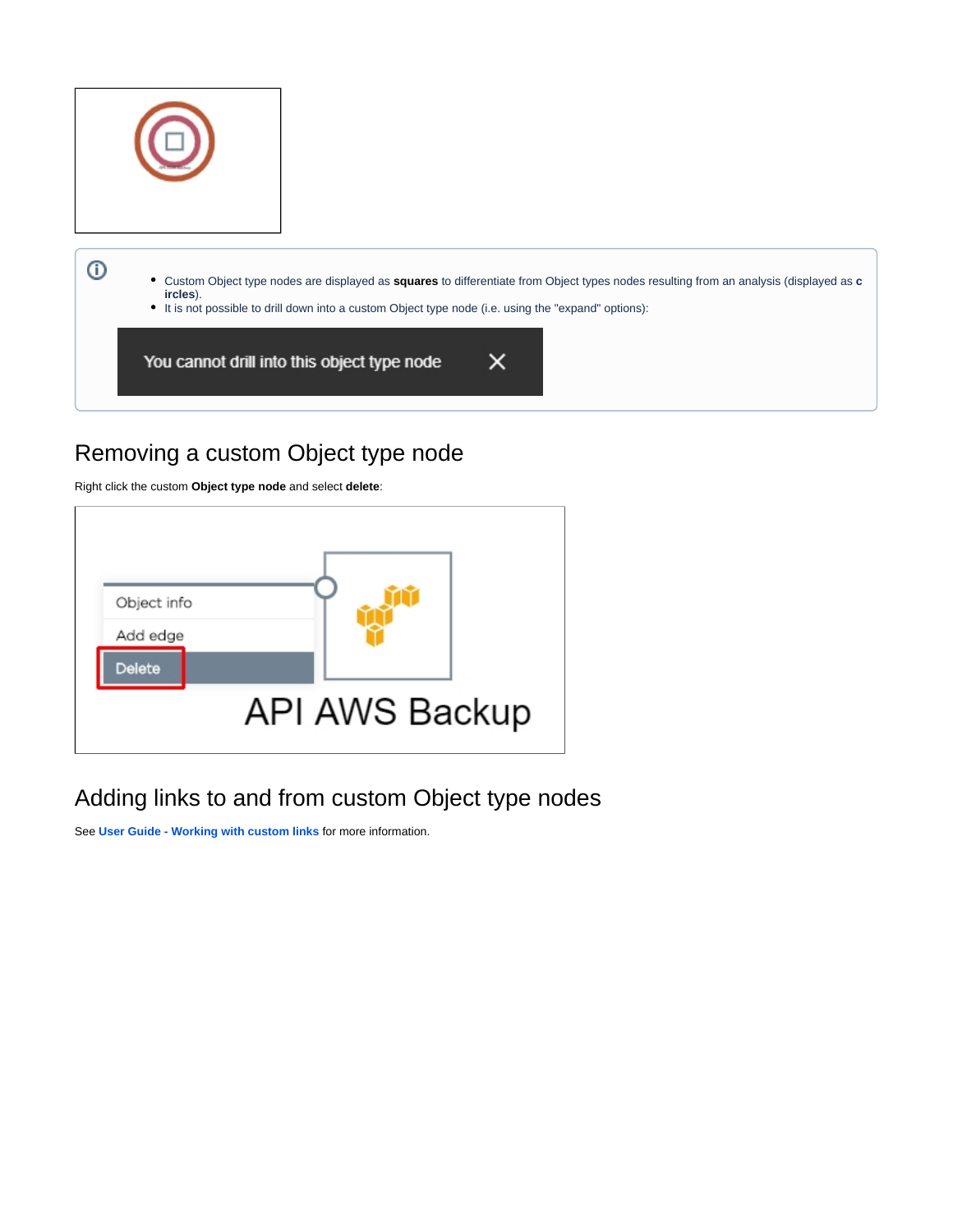- Custom Object type nodes are displayed as **squares** to differentiate from Object types nodes resulting from an analysis (displayed as **circles**).
- It is not possible to drill down into a custom Object type node (i.e. using the "expand" options):

## Removing a custom Object type node

Right click the custom **Object type node** and select **delete**:

## Adding links to and from custom Object type nodes

See **User Guide - Working with custom links** for more information.